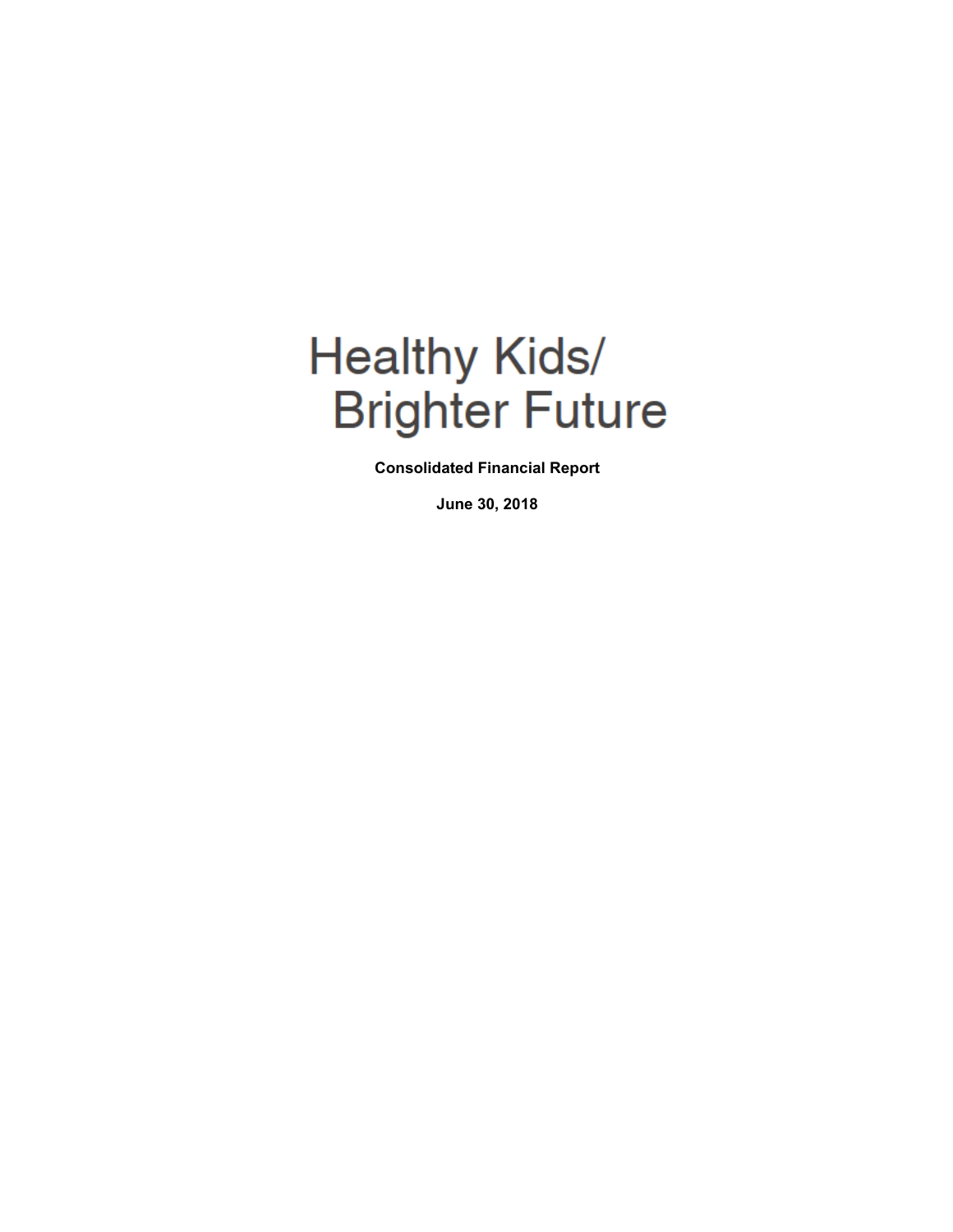# Healthy Kids/
# Brighter Future

**Consolidated Financial Report**

**June 30, 2018**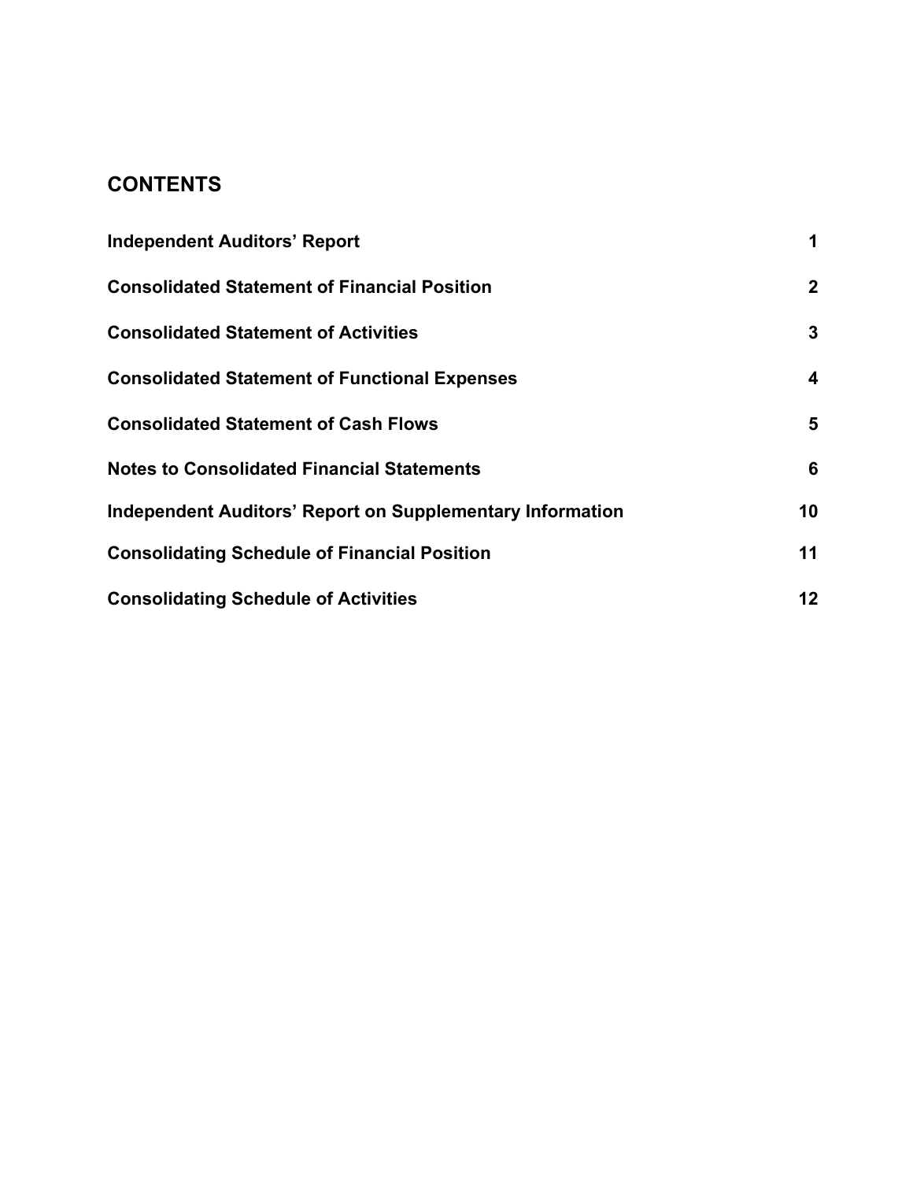## CONTENTS

| | |
|---|---|
| **Independent Auditors' Report** | **1** |
| **Consolidated Statement of Financial Position** | **2** |
| **Consolidated Statement of Activities** | **3** |
| **Consolidated Statement of Functional Expenses** | **4** |
| **Consolidated Statement of Cash Flows** | **5** |
| **Notes to Consolidated Financial Statements** | **6** |
| **Independent Auditors' Report on Supplementary Information** | **10** |
| **Consolidating Schedule of Financial Position** | **11** |
| **Consolidating Schedule of Activities** | **12** |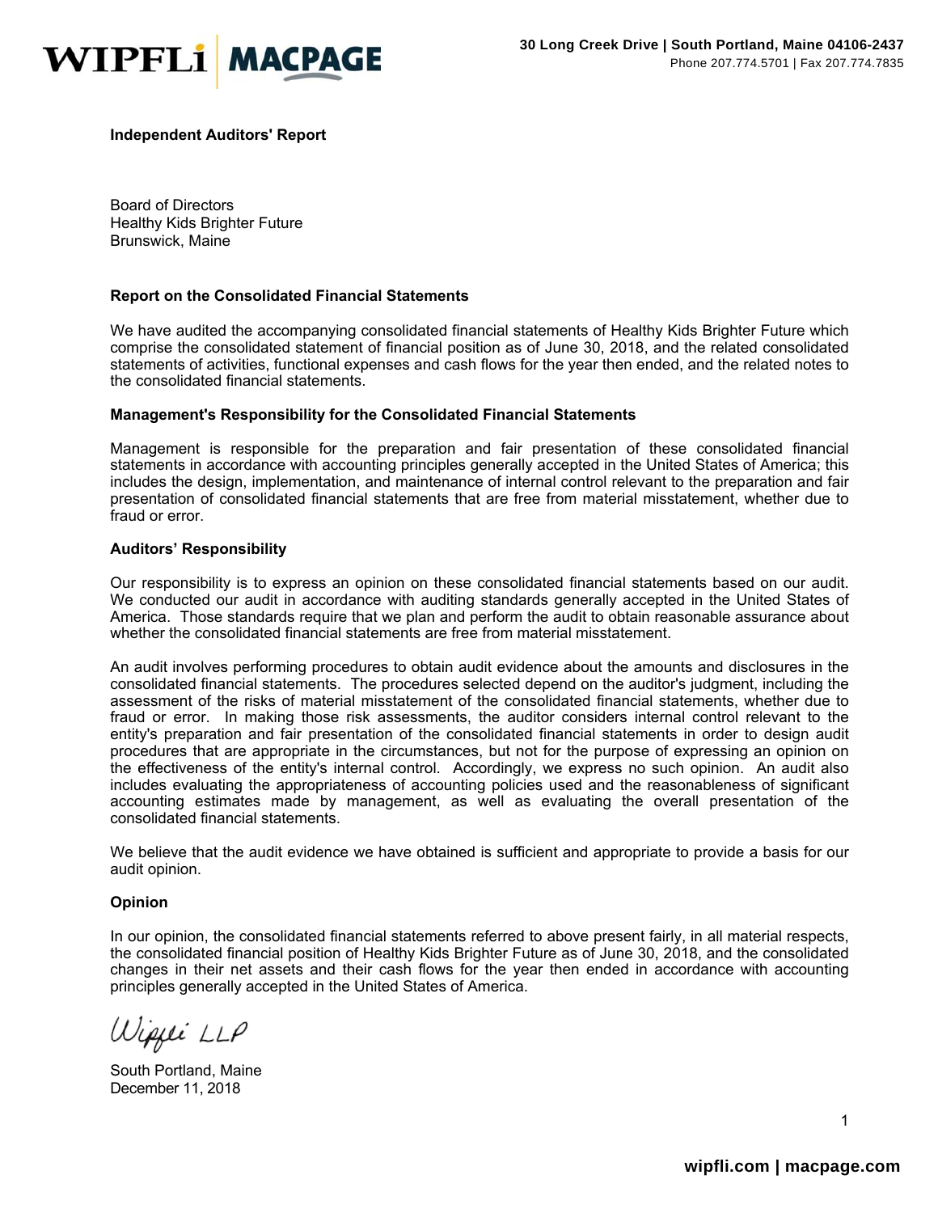**WIPFLi | MACPAGE**

**30 Long Creek Drive | South Portland, Maine 04106-2437**
Phone 207.774.5701 | Fax 207.774.7835

## Independent Auditors' Report

Board of Directors
Healthy Kids Brighter Future
Brunswick, Maine

### Report on the Consolidated Financial Statements

We have audited the accompanying consolidated financial statements of Healthy Kids Brighter Future which comprise the consolidated statement of financial position as of June 30, 2018, and the related consolidated statements of activities, functional expenses and cash flows for the year then ended, and the related notes to the consolidated financial statements.

### Management's Responsibility for the Consolidated Financial Statements

Management is responsible for the preparation and fair presentation of these consolidated financial statements in accordance with accounting principles generally accepted in the United States of America; this includes the design, implementation, and maintenance of internal control relevant to the preparation and fair presentation of consolidated financial statements that are free from material misstatement, whether due to fraud or error.

### Auditors' Responsibility

Our responsibility is to express an opinion on these consolidated financial statements based on our audit. We conducted our audit in accordance with auditing standards generally accepted in the United States of America. Those standards require that we plan and perform the audit to obtain reasonable assurance about whether the consolidated financial statements are free from material misstatement.

An audit involves performing procedures to obtain audit evidence about the amounts and disclosures in the consolidated financial statements. The procedures selected depend on the auditor's judgment, including the assessment of the risks of material misstatement of the consolidated financial statements, whether due to fraud or error. In making those risk assessments, the auditor considers internal control relevant to the entity's preparation and fair presentation of the consolidated financial statements in order to design audit procedures that are appropriate in the circumstances, but not for the purpose of expressing an opinion on the effectiveness of the entity's internal control. Accordingly, we express no such opinion. An audit also includes evaluating the appropriateness of accounting policies used and the reasonableness of significant accounting estimates made by management, as well as evaluating the overall presentation of the consolidated financial statements.

We believe that the audit evidence we have obtained is sufficient and appropriate to provide a basis for our audit opinion.

### Opinion

In our opinion, the consolidated financial statements referred to above present fairly, in all material respects, the consolidated financial position of Healthy Kids Brighter Future as of June 30, 2018, and the consolidated changes in their net assets and their cash flows for the year then ended in accordance with accounting principles generally accepted in the United States of America.

Wipfli LLP

South Portland, Maine
December 11, 2018

**wipfli.com | macpage.com**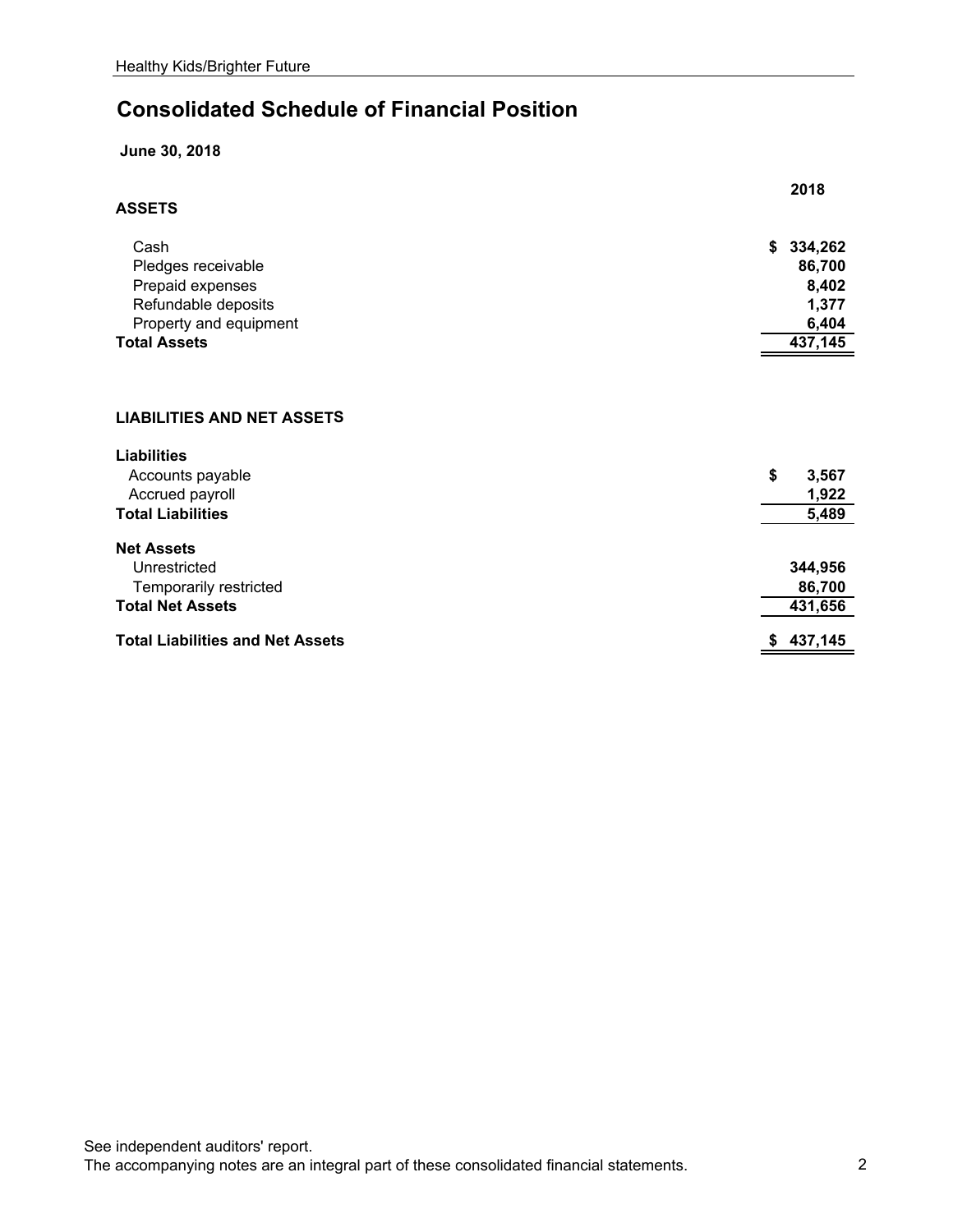# Consolidated Schedule of Financial Position

**June 30, 2018**

| | 2018 |
|---|---|
| **ASSETS** | |
| Cash | $ 334,262 |
| Pledges receivable | 86,700 |
| Prepaid expenses | 8,402 |
| Refundable deposits | 1,377 |
| Property and equipment | 6,404 |
| **Total Assets** | **437,145** |

| | |
|---|---|
| **LIABILITIES AND NET ASSETS** | |
| **Liabilities** | |
| Accounts payable | $ 3,567 |
| Accrued payroll | 1,922 |
| **Total Liabilities** | **5,489** |
| **Net Assets** | |
| Unrestricted | 344,956 |
| Temporarily restricted | 86,700 |
| **Total Net Assets** | **431,656** |
| **Total Liabilities and Net Assets** | **$ 437,145** |

See independent auditors' report.
The accompanying notes are an integral part of these consolidated financial statements.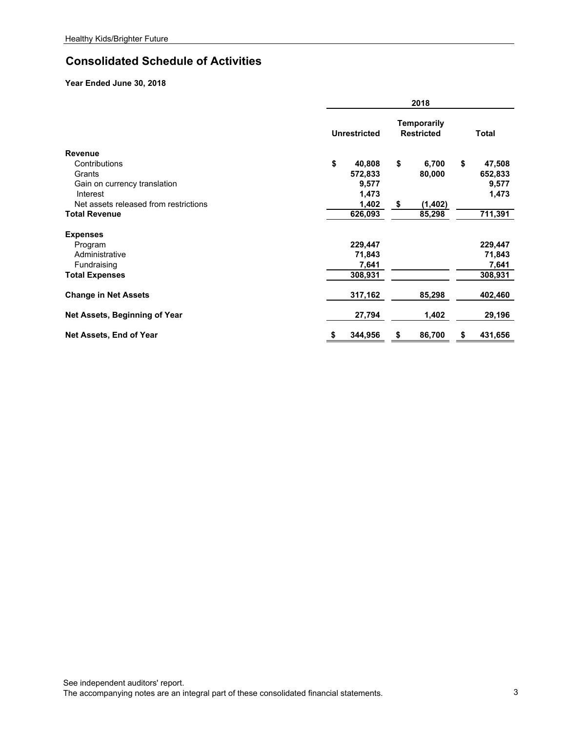## Consolidated Schedule of Activities

**Year Ended June 30, 2018**

| | 2018 | | |
|---|---|---|---|
| | **Unrestricted** | **Temporarily Restricted** | **Total** |
| **Revenue** | | | |
| Contributions | $ 40,808 | $ 6,700 | $ 47,508 |
| Grants | 572,833 | 80,000 | 652,833 |
| Gain on currency translation | 9,577 | | 9,577 |
| Interest | 1,473 | | 1,473 |
| Net assets released from restrictions | 1,402 | $ (1,402) | |
| **Total Revenue** | 626,093 | 85,298 | 711,391 |
| **Expenses** | | | |
| Program | 229,447 | | 229,447 |
| Administrative | 71,843 | | 71,843 |
| Fundraising | 7,641 | | 7,641 |
| **Total Expenses** | 308,931 | | 308,931 |
| **Change in Net Assets** | 317,162 | 85,298 | 402,460 |
| **Net Assets, Beginning of Year** | 27,794 | 1,402 | 29,196 |
| **Net Assets, End of Year** | $ 344,956 | $ 86,700 | $ 431,656 |

See independent auditors' report.
The accompanying notes are an integral part of these consolidated financial statements.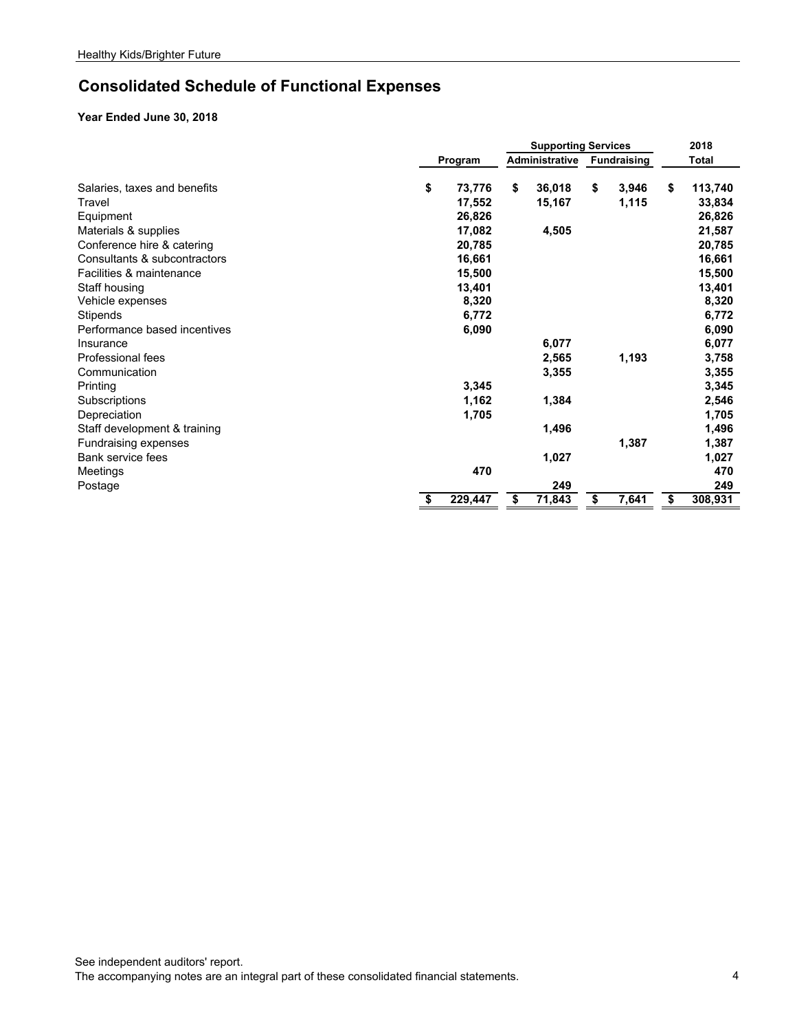## Consolidated Schedule of Functional Expenses

**Year Ended June 30, 2018**

| | | Supporting Services | | 2018 |
|---|---|---|---|---|
| | Program | Administrative | Fundraising | Total |
| Salaries, taxes and benefits | $ 73,776 | $ 36,018 | $ 3,946 | $ 113,740 |
| Travel | 17,552 | 15,167 | 1,115 | 33,834 |
| Equipment | 26,826 | | | 26,826 |
| Materials & supplies | 17,082 | 4,505 | | 21,587 |
| Conference hire & catering | 20,785 | | | 20,785 |
| Consultants & subcontractors | 16,661 | | | 16,661 |
| Facilities & maintenance | 15,500 | | | 15,500 |
| Staff housing | 13,401 | | | 13,401 |
| Vehicle expenses | 8,320 | | | 8,320 |
| Stipends | 6,772 | | | 6,772 |
| Performance based incentives | 6,090 | | | 6,090 |
| Insurance | | 6,077 | | 6,077 |
| Professional fees | | 2,565 | 1,193 | 3,758 |
| Communication | | 3,355 | | 3,355 |
| Printing | 3,345 | | | 3,345 |
| Subscriptions | 1,162 | 1,384 | | 2,546 |
| Depreciation | 1,705 | | | 1,705 |
| Staff development & training | | 1,496 | | 1,496 |
| Fundraising expenses | | | 1,387 | 1,387 |
| Bank service fees | | 1,027 | | 1,027 |
| Meetings | 470 | | | 470 |
| Postage | | 249 | | 249 |
| | $ 229,447 | $ 71,843 | $ 7,641 | $ 308,931 |

See independent auditors' report.
The accompanying notes are an integral part of these consolidated financial statements.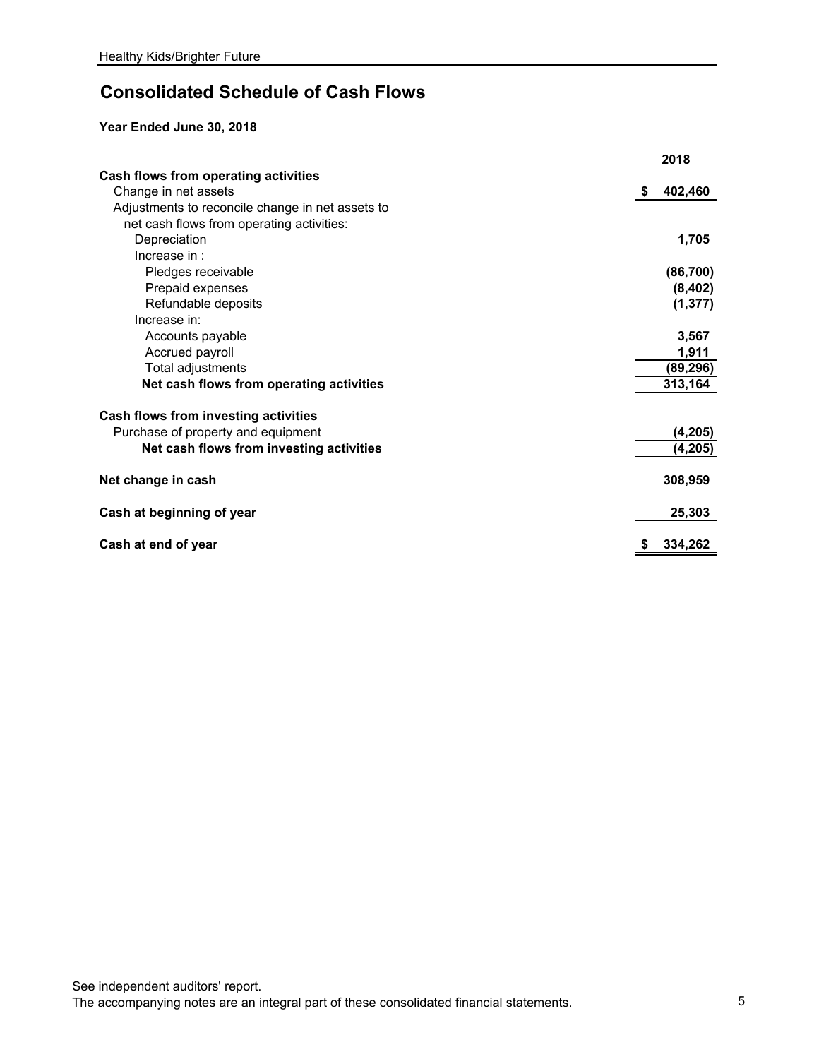## Consolidated Schedule of Cash Flows

**Year Ended June 30, 2018**

| | 2018 |
|---|---|
| **Cash flows from operating activities** | |
| Change in net assets | $ 402,460 |
| Adjustments to reconcile change in net assets to net cash flows from operating activities: | |
| Depreciation | 1,705 |
| Increase in : | |
| Pledges receivable | (86,700) |
| Prepaid expenses | (8,402) |
| Refundable deposits | (1,377) |
| Increase in: | |
| Accounts payable | 3,567 |
| Accrued payroll | 1,911 |
| Total adjustments | (89,296) |
| **Net cash flows from operating activities** | 313,164 |
| **Cash flows from investing activities** | |
| Purchase of property and equipment | (4,205) |
| **Net cash flows from investing activities** | (4,205) |
| **Net change in cash** | 308,959 |
| **Cash at beginning of year** | 25,303 |
| **Cash at end of year** | $ 334,262 |

See independent auditors' report.
The accompanying notes are an integral part of these consolidated financial statements.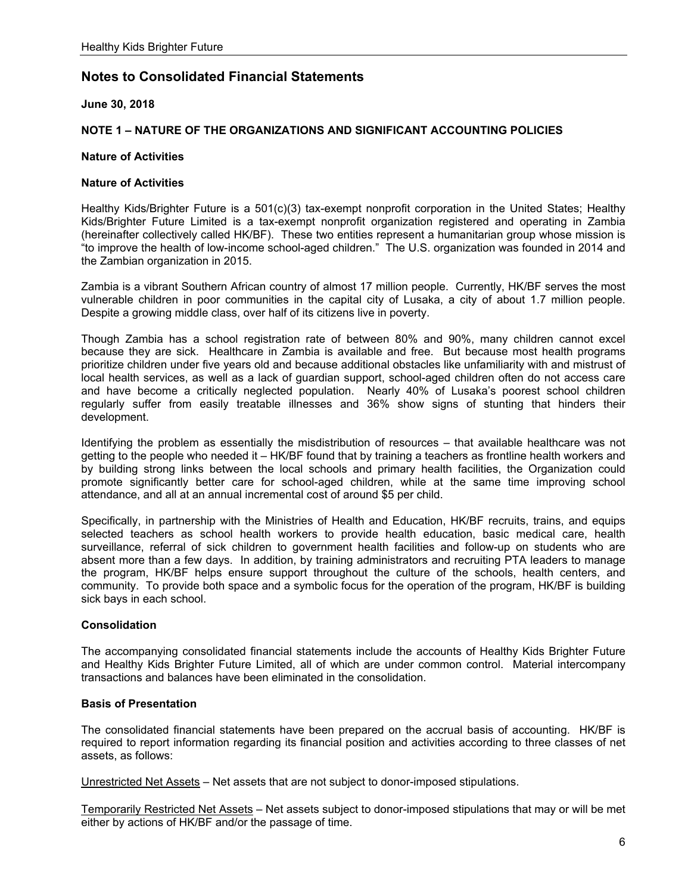# Notes to Consolidated Financial Statements

**June 30, 2018**

## NOTE 1 – NATURE OF THE ORGANIZATIONS AND SIGNIFICANT ACCOUNTING POLICIES

### Nature of Activities

### Nature of Activities

Healthy Kids/Brighter Future is a 501(c)(3) tax-exempt nonprofit corporation in the United States; Healthy Kids/Brighter Future Limited is a tax-exempt nonprofit organization registered and operating in Zambia (hereinafter collectively called HK/BF). These two entities represent a humanitarian group whose mission is "to improve the health of low-income school-aged children." The U.S. organization was founded in 2014 and the Zambian organization in 2015.

Zambia is a vibrant Southern African country of almost 17 million people. Currently, HK/BF serves the most vulnerable children in poor communities in the capital city of Lusaka, a city of about 1.7 million people. Despite a growing middle class, over half of its citizens live in poverty.

Though Zambia has a school registration rate of between 80% and 90%, many children cannot excel because they are sick. Healthcare in Zambia is available and free. But because most health programs prioritize children under five years old and because additional obstacles like unfamiliarity with and mistrust of local health services, as well as a lack of guardian support, school-aged children often do not access care and have become a critically neglected population. Nearly 40% of Lusaka's poorest school children regularly suffer from easily treatable illnesses and 36% show signs of stunting that hinders their development.

Identifying the problem as essentially the misdistribution of resources – that available healthcare was not getting to the people who needed it – HK/BF found that by training a teachers as frontline health workers and by building strong links between the local schools and primary health facilities, the Organization could promote significantly better care for school-aged children, while at the same time improving school attendance, and all at an annual incremental cost of around $5 per child.

Specifically, in partnership with the Ministries of Health and Education, HK/BF recruits, trains, and equips selected teachers as school health workers to provide health education, basic medical care, health surveillance, referral of sick children to government health facilities and follow-up on students who are absent more than a few days. In addition, by training administrators and recruiting PTA leaders to manage the program, HK/BF helps ensure support throughout the culture of the schools, health centers, and community. To provide both space and a symbolic focus for the operation of the program, HK/BF is building sick bays in each school.

### Consolidation

The accompanying consolidated financial statements include the accounts of Healthy Kids Brighter Future and Healthy Kids Brighter Future Limited, all of which are under common control. Material intercompany transactions and balances have been eliminated in the consolidation.

### Basis of Presentation

The consolidated financial statements have been prepared on the accrual basis of accounting. HK/BF is required to report information regarding its financial position and activities according to three classes of net assets, as follows:

Unrestricted Net Assets – Net assets that are not subject to donor-imposed stipulations.

Temporarily Restricted Net Assets – Net assets subject to donor-imposed stipulations that may or will be met either by actions of HK/BF and/or the passage of time.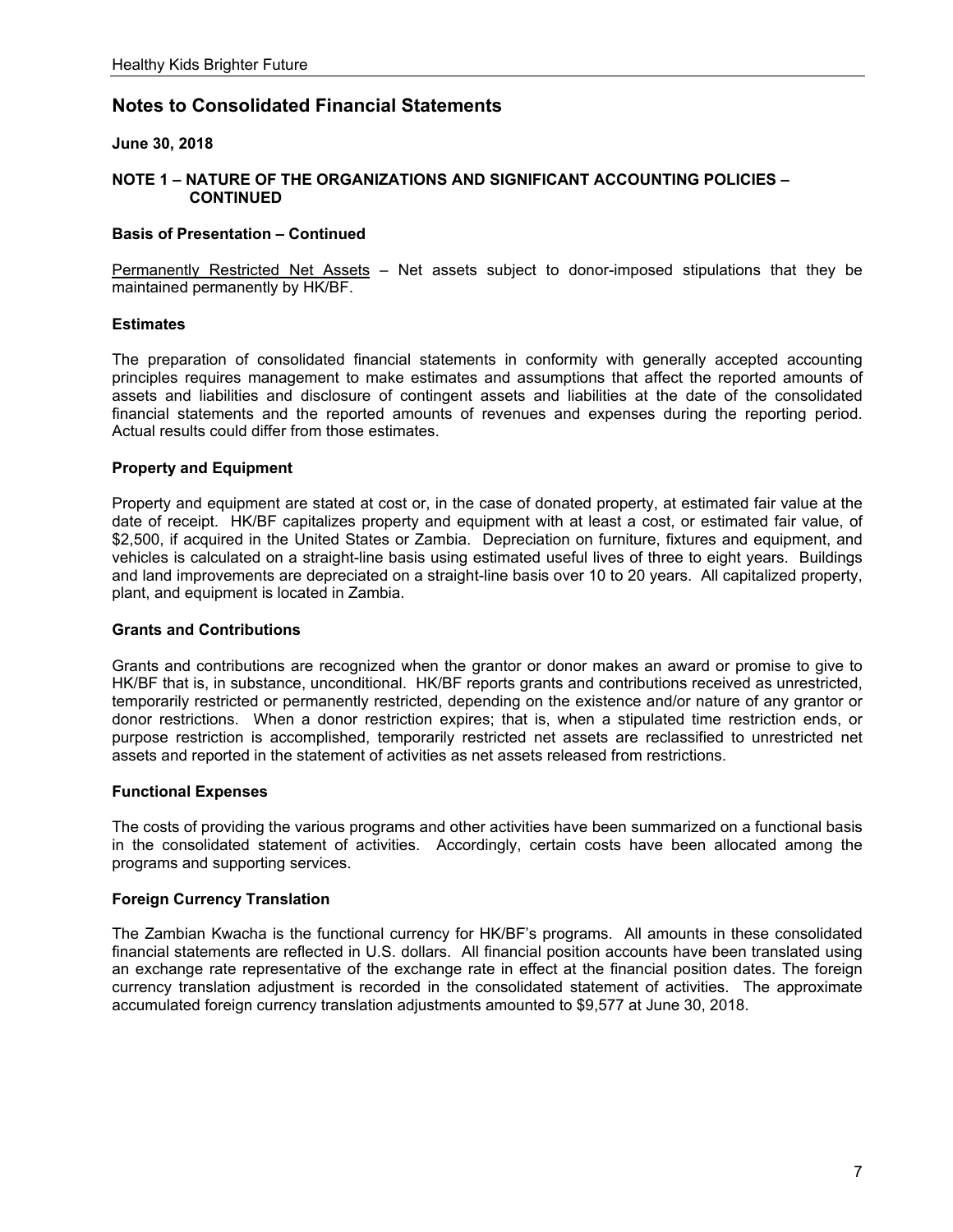## Notes to Consolidated Financial Statements

**June 30, 2018**

**NOTE 1 – NATURE OF THE ORGANIZATIONS AND SIGNIFICANT ACCOUNTING POLICIES – CONTINUED**

**Basis of Presentation – Continued**

Permanently Restricted Net Assets – Net assets subject to donor-imposed stipulations that they be maintained permanently by HK/BF.

**Estimates**

The preparation of consolidated financial statements in conformity with generally accepted accounting principles requires management to make estimates and assumptions that affect the reported amounts of assets and liabilities and disclosure of contingent assets and liabilities at the date of the consolidated financial statements and the reported amounts of revenues and expenses during the reporting period. Actual results could differ from those estimates.

**Property and Equipment**

Property and equipment are stated at cost or, in the case of donated property, at estimated fair value at the date of receipt. HK/BF capitalizes property and equipment with at least a cost, or estimated fair value, of $2,500, if acquired in the United States or Zambia. Depreciation on furniture, fixtures and equipment, and vehicles is calculated on a straight-line basis using estimated useful lives of three to eight years. Buildings and land improvements are depreciated on a straight-line basis over 10 to 20 years. All capitalized property, plant, and equipment is located in Zambia.

**Grants and Contributions**

Grants and contributions are recognized when the grantor or donor makes an award or promise to give to HK/BF that is, in substance, unconditional. HK/BF reports grants and contributions received as unrestricted, temporarily restricted or permanently restricted, depending on the existence and/or nature of any grantor or donor restrictions. When a donor restriction expires; that is, when a stipulated time restriction ends, or purpose restriction is accomplished, temporarily restricted net assets are reclassified to unrestricted net assets and reported in the statement of activities as net assets released from restrictions.

**Functional Expenses**

The costs of providing the various programs and other activities have been summarized on a functional basis in the consolidated statement of activities. Accordingly, certain costs have been allocated among the programs and supporting services.

**Foreign Currency Translation**

The Zambian Kwacha is the functional currency for HK/BF's programs. All amounts in these consolidated financial statements are reflected in U.S. dollars. All financial position accounts have been translated using an exchange rate representative of the exchange rate in effect at the financial position dates. The foreign currency translation adjustment is recorded in the consolidated statement of activities. The approximate accumulated foreign currency translation adjustments amounted to $9,577 at June 30, 2018.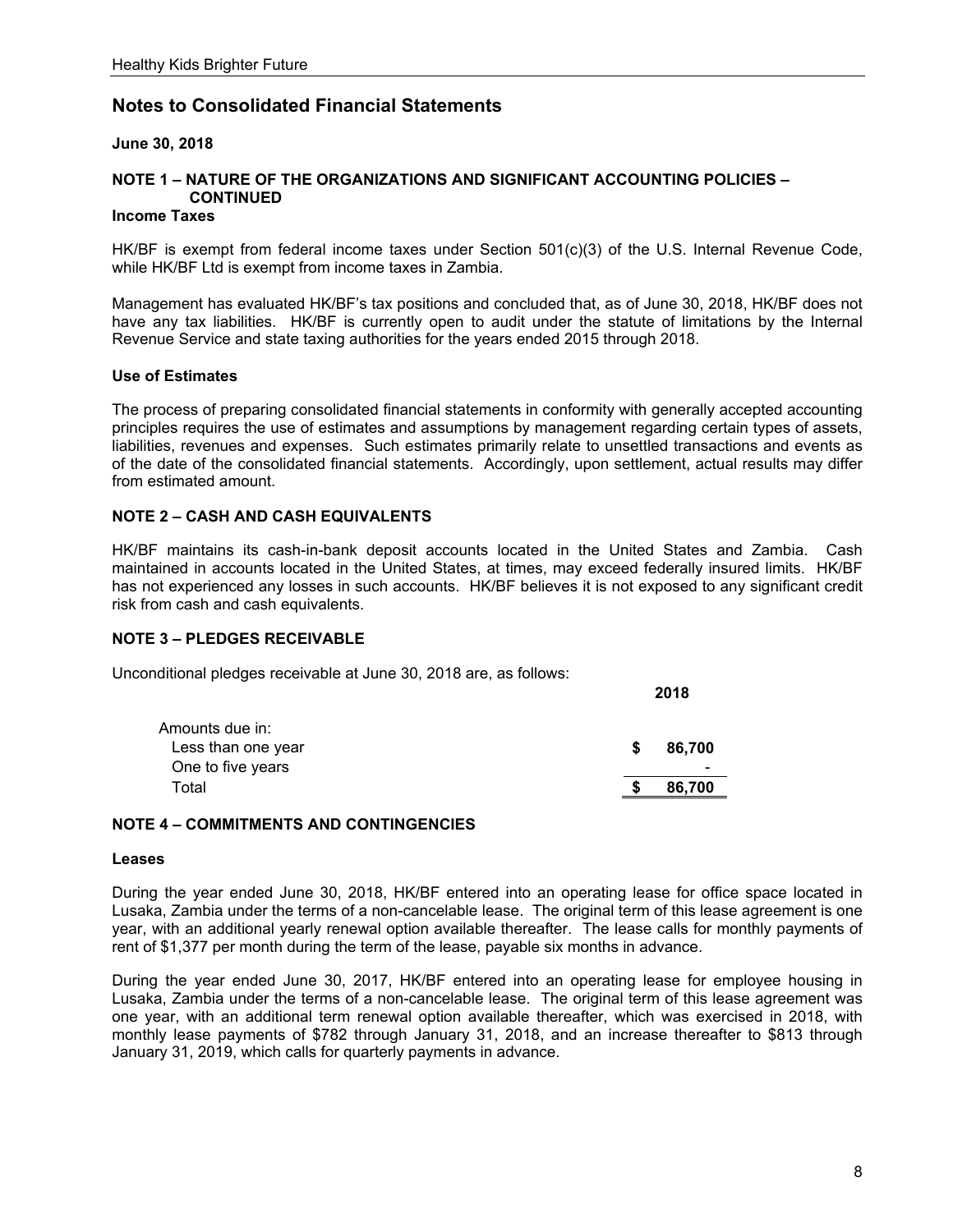## Notes to Consolidated Financial Statements

**June 30, 2018**

### NOTE 1 – NATURE OF THE ORGANIZATIONS AND SIGNIFICANT ACCOUNTING POLICIES – CONTINUED

**Income Taxes**

HK/BF is exempt from federal income taxes under Section 501(c)(3) of the U.S. Internal Revenue Code, while HK/BF Ltd is exempt from income taxes in Zambia.

Management has evaluated HK/BF's tax positions and concluded that, as of June 30, 2018, HK/BF does not have any tax liabilities. HK/BF is currently open to audit under the statute of limitations by the Internal Revenue Service and state taxing authorities for the years ended 2015 through 2018.

**Use of Estimates**

The process of preparing consolidated financial statements in conformity with generally accepted accounting principles requires the use of estimates and assumptions by management regarding certain types of assets, liabilities, revenues and expenses. Such estimates primarily relate to unsettled transactions and events as of the date of the consolidated financial statements. Accordingly, upon settlement, actual results may differ from estimated amount.

### NOTE 2 – CASH AND CASH EQUIVALENTS

HK/BF maintains its cash-in-bank deposit accounts located in the United States and Zambia. Cash maintained in accounts located in the United States, at times, may exceed federally insured limits. HK/BF has not experienced any losses in such accounts. HK/BF believes it is not exposed to any significant credit risk from cash and cash equivalents.

### NOTE 3 – PLEDGES RECEIVABLE

Unconditional pledges receivable at June 30, 2018 are, as follows:

| | 2018 |
|---|---|
| Amounts due in: | |
| Less than one year | $ 86,700 |
| One to five years | - |
| Total | $ 86,700 |

### NOTE 4 – COMMITMENTS AND CONTINGENCIES

**Leases**

During the year ended June 30, 2018, HK/BF entered into an operating lease for office space located in Lusaka, Zambia under the terms of a non-cancelable lease. The original term of this lease agreement is one year, with an additional yearly renewal option available thereafter. The lease calls for monthly payments of rent of $1,377 per month during the term of the lease, payable six months in advance.

During the year ended June 30, 2017, HK/BF entered into an operating lease for employee housing in Lusaka, Zambia under the terms of a non-cancelable lease. The original term of this lease agreement was one year, with an additional term renewal option available thereafter, which was exercised in 2018, with monthly lease payments of $782 through January 31, 2018, and an increase thereafter to $813 through January 31, 2019, which calls for quarterly payments in advance.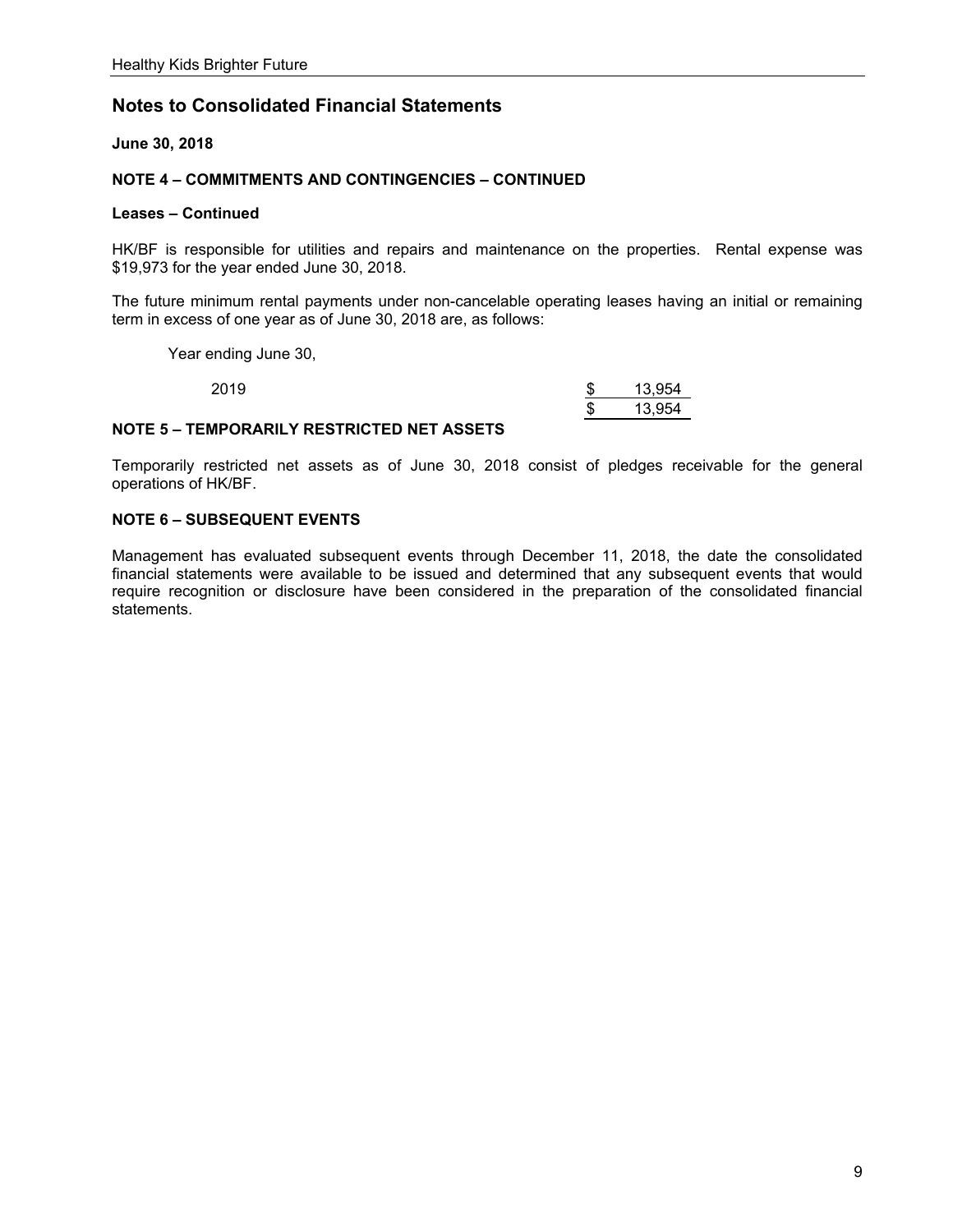## Notes to Consolidated Financial Statements

**June 30, 2018**

**NOTE 4 – COMMITMENTS AND CONTINGENCIES – CONTINUED**

**Leases – Continued**

HK/BF is responsible for utilities and repairs and maintenance on the properties. Rental expense was $19,973 for the year ended June 30, 2018.

The future minimum rental payments under non-cancelable operating leases having an initial or remaining term in excess of one year as of June 30, 2018 are, as follows:

| Year ending June 30, | |
|---|---|
| 2019 | $ 13,954 |
| | $ 13,954 |

**NOTE 5 – TEMPORARILY RESTRICTED NET ASSETS**

Temporarily restricted net assets as of June 30, 2018 consist of pledges receivable for the general operations of HK/BF.

**NOTE 6 – SUBSEQUENT EVENTS**

Management has evaluated subsequent events through December 11, 2018, the date the consolidated financial statements were available to be issued and determined that any subsequent events that would require recognition or disclosure have been considered in the preparation of the consolidated financial statements.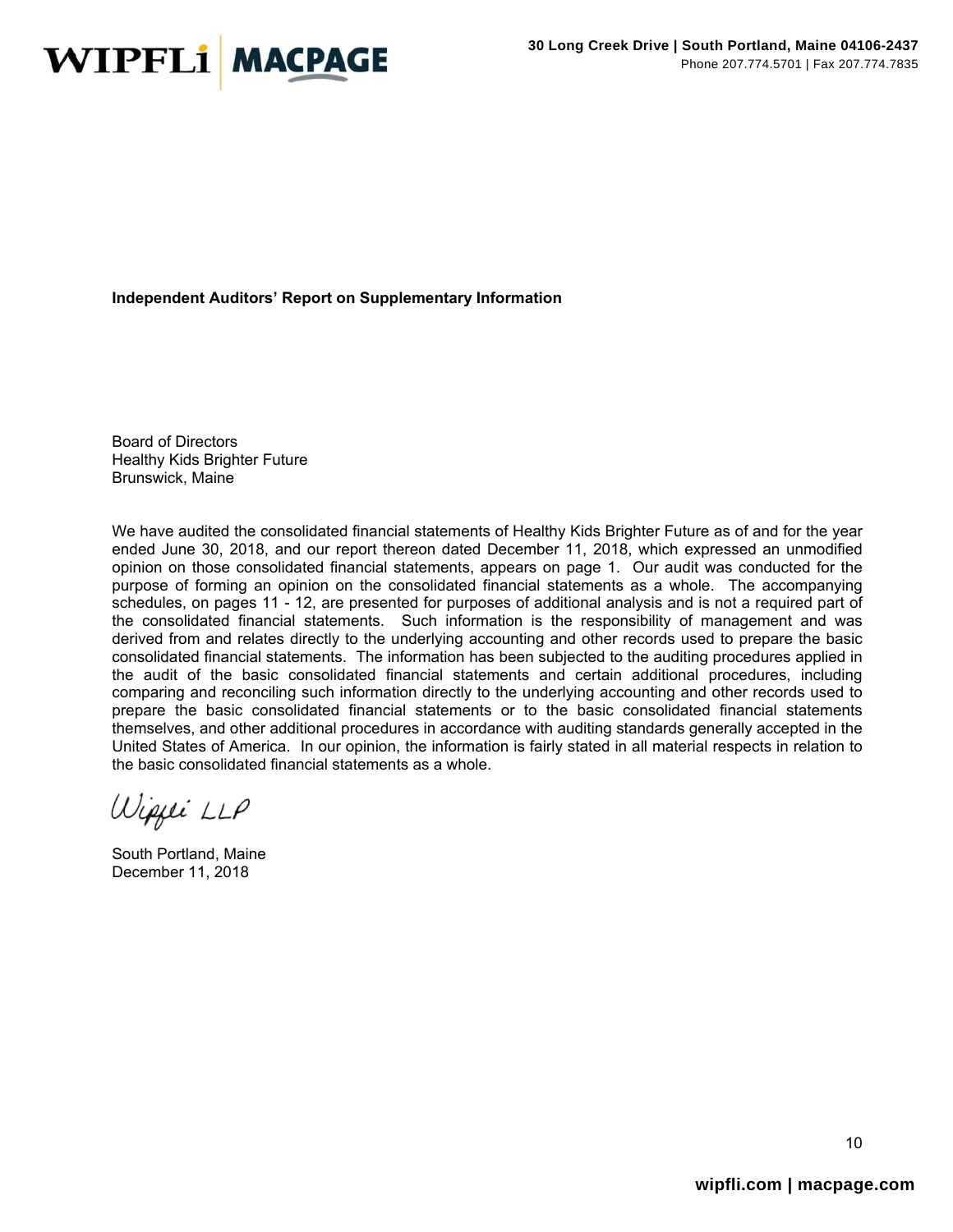WIPFLi | MACPAGE

**30 Long Creek Drive | South Portland, Maine 04106-2437**
Phone 207.774.5701 | Fax 207.774.7835

**Independent Auditors' Report on Supplementary Information**

Board of Directors
Healthy Kids Brighter Future
Brunswick, Maine

We have audited the consolidated financial statements of Healthy Kids Brighter Future as of and for the year ended June 30, 2018, and our report thereon dated December 11, 2018, which expressed an unmodified opinion on those consolidated financial statements, appears on page 1. Our audit was conducted for the purpose of forming an opinion on the consolidated financial statements as a whole. The accompanying schedules, on pages 11 - 12, are presented for purposes of additional analysis and is not a required part of the consolidated financial statements. Such information is the responsibility of management and was derived from and relates directly to the underlying accounting and other records used to prepare the basic consolidated financial statements. The information has been subjected to the auditing procedures applied in the audit of the basic consolidated financial statements and certain additional procedures, including comparing and reconciling such information directly to the underlying accounting and other records used to prepare the basic consolidated financial statements or to the basic consolidated financial statements themselves, and other additional procedures in accordance with auditing standards generally accepted in the United States of America. In our opinion, the information is fairly stated in all material respects in relation to the basic consolidated financial statements as a whole.

Wipfli LLP

South Portland, Maine
December 11, 2018

wipfli.com | macpage.com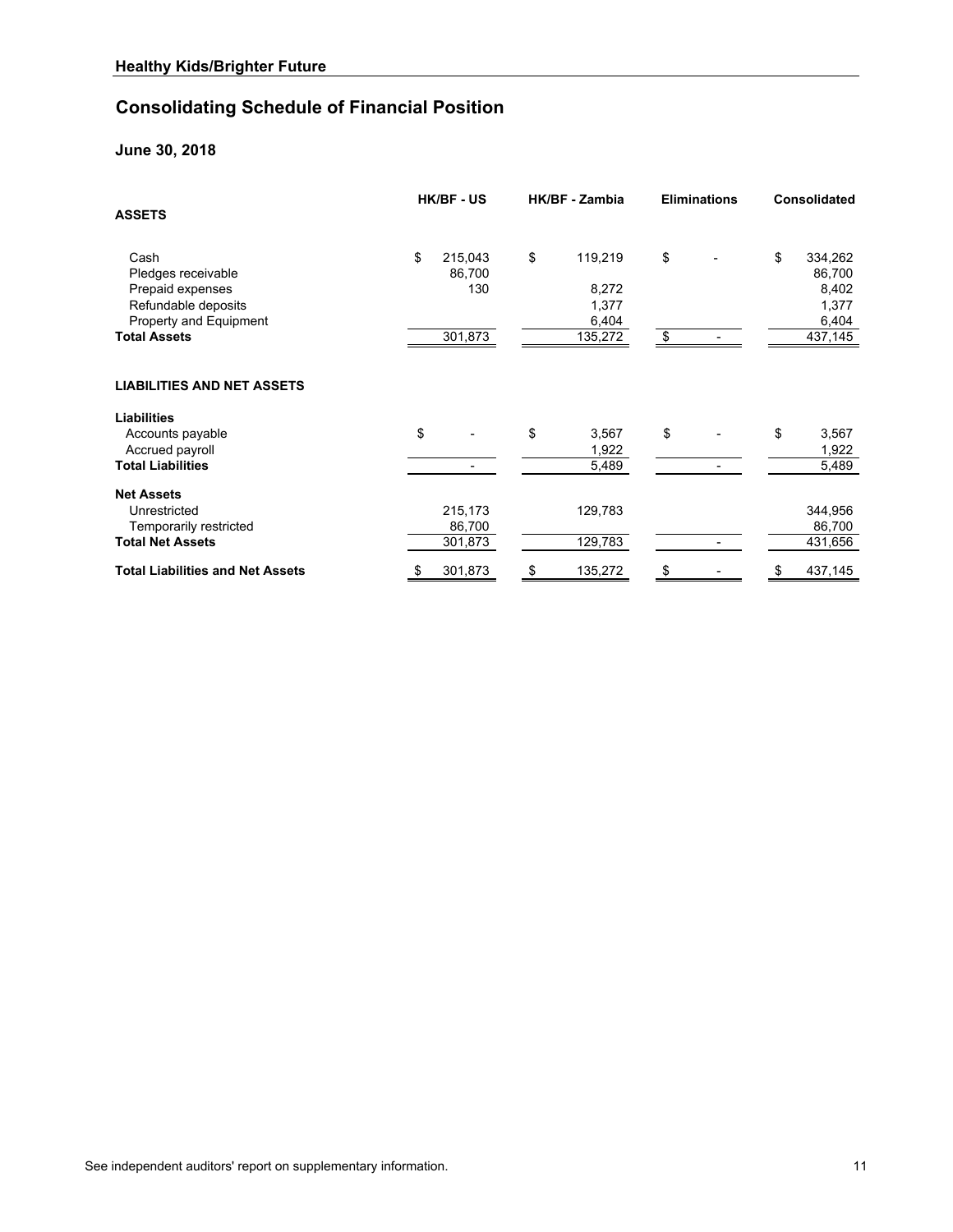## Healthy Kids/Brighter Future

# Consolidating Schedule of Financial Position

### June 30, 2018

| | HK/BF - US | HK/BF - Zambia | Eliminations | Consolidated |
|---|---|---|---|---|
| **ASSETS** | | | | |
| Cash | $ 215,043 | $ 119,219 | $ - | $ 334,262 |
| Pledges receivable | 86,700 | | | 86,700 |
| Prepaid expenses | 130 | 8,272 | | 8,402 |
| Refundable deposits | | 1,377 | | 1,377 |
| Property and Equipment | | 6,404 | | 6,404 |
| **Total Assets** | 301,873 | 135,272 | $ - | 437,145 |
| **LIABILITIES AND NET ASSETS** | | | | |
| **Liabilities** | | | | |
| Accounts payable | $ - | $ 3,567 | $ - | $ 3,567 |
| Accrued payroll | | 1,922 | | 1,922 |
| **Total Liabilities** | - | 5,489 | - | 5,489 |
| **Net Assets** | | | | |
| Unrestricted | 215,173 | 129,783 | | 344,956 |
| Temporarily restricted | 86,700 | | | 86,700 |
| **Total Net Assets** | 301,873 | 129,783 | - | 431,656 |
| **Total Liabilities and Net Assets** | $ 301,873 | $ 135,272 | $ - | $ 437,145 |

See independent auditors' report on supplementary information.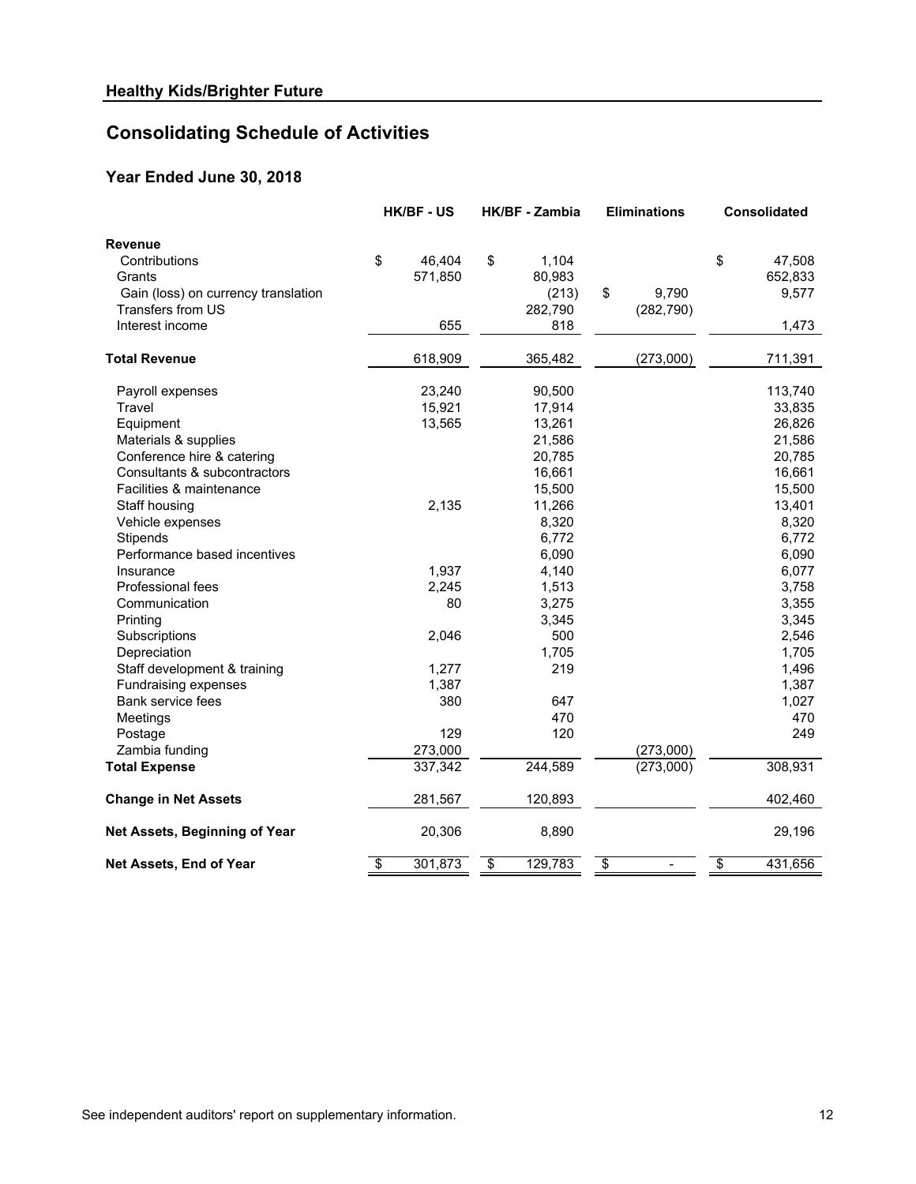## Healthy Kids/Brighter Future

# Consolidating Schedule of Activities

### Year Ended June 30, 2018

| | HK/BF - US | HK/BF - Zambia | Eliminations | Consolidated |
|---|---|---|---|---|
| **Revenue** | | | | |
| Contributions | $ 46,404 | $ 1,104 | | $ 47,508 |
| Grants | 571,850 | 80,983 | | 652,833 |
| Gain (loss) on currency translation | | (213) | $ 9,790 | 9,577 |
| Transfers from US | | 282,790 | (282,790) | |
| Interest income | 655 | 818 | | 1,473 |
| **Total Revenue** | 618,909 | 365,482 | (273,000) | 711,391 |
| Payroll expenses | 23,240 | 90,500 | | 113,740 |
| Travel | 15,921 | 17,914 | | 33,835 |
| Equipment | 13,565 | 13,261 | | 26,826 |
| Materials & supplies | | 21,586 | | 21,586 |
| Conference hire & catering | | 20,785 | | 20,785 |
| Consultants & subcontractors | | 16,661 | | 16,661 |
| Facilities & maintenance | | 15,500 | | 15,500 |
| Staff housing | 2,135 | 11,266 | | 13,401 |
| Vehicle expenses | | 8,320 | | 8,320 |
| Stipends | | 6,772 | | 6,772 |
| Performance based incentives | | 6,090 | | 6,090 |
| Insurance | 1,937 | 4,140 | | 6,077 |
| Professional fees | 2,245 | 1,513 | | 3,758 |
| Communication | 80 | 3,275 | | 3,355 |
| Printing | | 3,345 | | 3,345 |
| Subscriptions | 2,046 | 500 | | 2,546 |
| Depreciation | | 1,705 | | 1,705 |
| Staff development & training | 1,277 | 219 | | 1,496 |
| Fundraising expenses | 1,387 | | | 1,387 |
| Bank service fees | 380 | 647 | | 1,027 |
| Meetings | | 470 | | 470 |
| Postage | 129 | 120 | | 249 |
| Zambia funding | 273,000 | | (273,000) | |
| **Total Expense** | 337,342 | 244,589 | (273,000) | 308,931 |
| **Change in Net Assets** | 281,567 | 120,893 | | 402,460 |
| **Net Assets, Beginning of Year** | 20,306 | 8,890 | | 29,196 |
| **Net Assets, End of Year** | $ 301,873 | $ 129,783 | $ - | $ 431,656 |

See independent auditors' report on supplementary information.